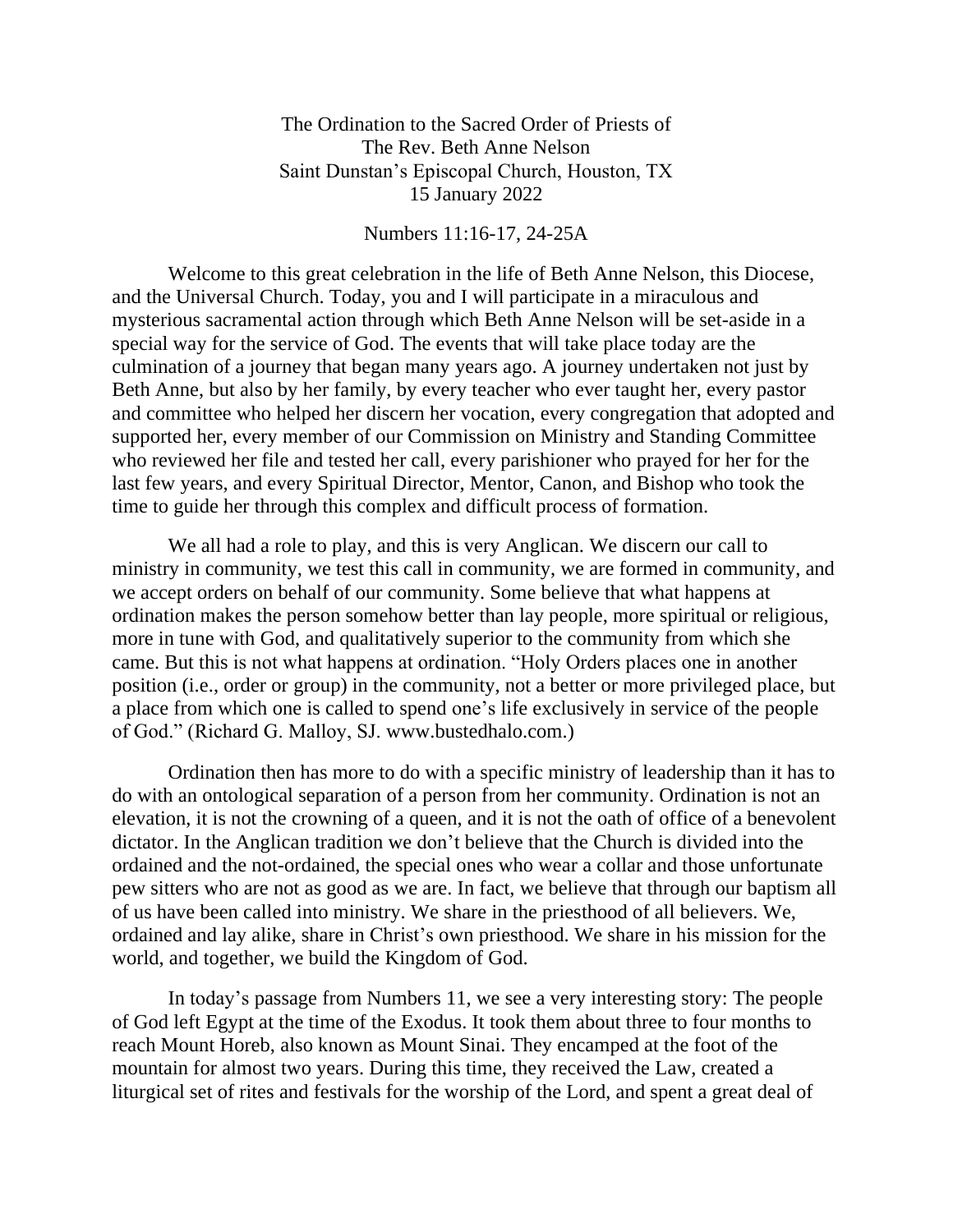The Ordination to the Sacred Order of Priests of
The Rev. Beth Anne Nelson
Saint Dunstan's Episcopal Church, Houston, TX
15 January 2022

Numbers 11:16-17, 24-25A

Welcome to this great celebration in the life of Beth Anne Nelson, this Diocese, and the Universal Church. Today, you and I will participate in a miraculous and mysterious sacramental action through which Beth Anne Nelson will be set-aside in a special way for the service of God. The events that will take place today are the culmination of a journey that began many years ago. A journey undertaken not just by Beth Anne, but also by her family, by every teacher who ever taught her, every pastor and committee who helped her discern her vocation, every congregation that adopted and supported her, every member of our Commission on Ministry and Standing Committee who reviewed her file and tested her call, every parishioner who prayed for her for the last few years, and every Spiritual Director, Mentor, Canon, and Bishop who took the time to guide her through this complex and difficult process of formation.

We all had a role to play, and this is very Anglican. We discern our call to ministry in community, we test this call in community, we are formed in community, and we accept orders on behalf of our community. Some believe that what happens at ordination makes the person somehow better than lay people, more spiritual or religious, more in tune with God, and qualitatively superior to the community from which she came. But this is not what happens at ordination. "Holy Orders places one in another position (i.e., order or group) in the community, not a better or more privileged place, but a place from which one is called to spend one's life exclusively in service of the people of God." (Richard G. Malloy, SJ. www.bustedhalo.com.)

Ordination then has more to do with a specific ministry of leadership than it has to do with an ontological separation of a person from her community. Ordination is not an elevation, it is not the crowning of a queen, and it is not the oath of office of a benevolent dictator. In the Anglican tradition we don't believe that the Church is divided into the ordained and the not-ordained, the special ones who wear a collar and those unfortunate pew sitters who are not as good as we are. In fact, we believe that through our baptism all of us have been called into ministry. We share in the priesthood of all believers. We, ordained and lay alike, share in Christ's own priesthood. We share in his mission for the world, and together, we build the Kingdom of God.

In today's passage from Numbers 11, we see a very interesting story: The people of God left Egypt at the time of the Exodus. It took them about three to four months to reach Mount Horeb, also known as Mount Sinai. They encamped at the foot of the mountain for almost two years. During this time, they received the Law, created a liturgical set of rites and festivals for the worship of the Lord, and spent a great deal of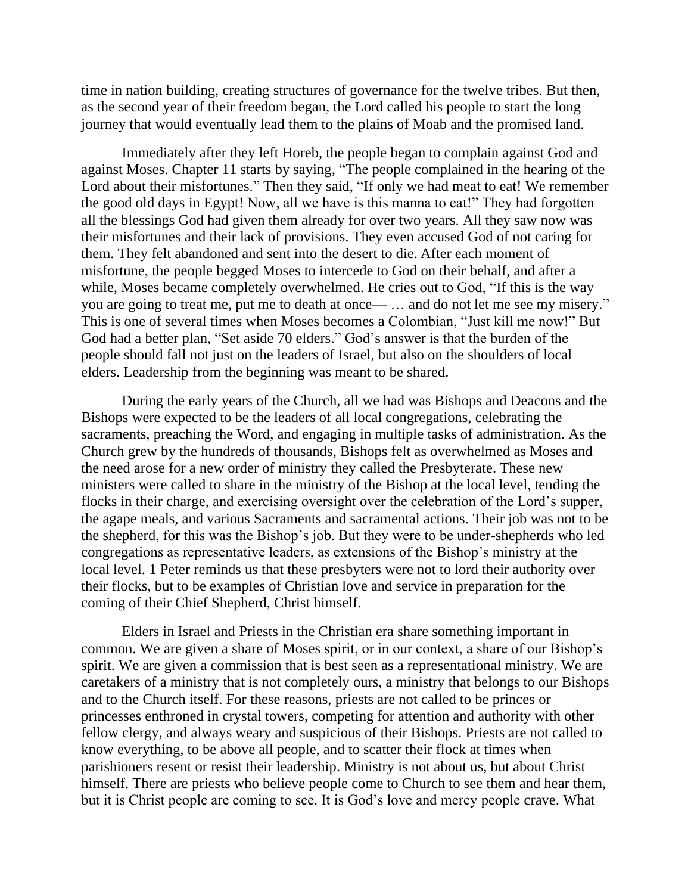time in nation building, creating structures of governance for the twelve tribes. But then, as the second year of their freedom began, the Lord called his people to start the long journey that would eventually lead them to the plains of Moab and the promised land.

Immediately after they left Horeb, the people began to complain against God and against Moses. Chapter 11 starts by saying, “The people complained in the hearing of the Lord about their misfortunes.” Then they said, “If only we had meat to eat! We remember the good old days in Egypt! Now, all we have is this manna to eat!” They had forgotten all the blessings God had given them already for over two years. All they saw now was their misfortunes and their lack of provisions. They even accused God of not caring for them. They felt abandoned and sent into the desert to die. After each moment of misfortune, the people begged Moses to intercede to God on their behalf, and after a while, Moses became completely overwhelmed. He cries out to God, “If this is the way you are going to treat me, put me to death at once— … and do not let me see my misery.” This is one of several times when Moses becomes a Colombian, “Just kill me now!” But God had a better plan, “Set aside 70 elders.” God’s answer is that the burden of the people should fall not just on the leaders of Israel, but also on the shoulders of local elders. Leadership from the beginning was meant to be shared.

During the early years of the Church, all we had was Bishops and Deacons and the Bishops were expected to be the leaders of all local congregations, celebrating the sacraments, preaching the Word, and engaging in multiple tasks of administration. As the Church grew by the hundreds of thousands, Bishops felt as overwhelmed as Moses and the need arose for a new order of ministry they called the Presbyterate. These new ministers were called to share in the ministry of the Bishop at the local level, tending the flocks in their charge, and exercising oversight over the celebration of the Lord’s supper, the agape meals, and various Sacraments and sacramental actions. Their job was not to be the shepherd, for this was the Bishop’s job. But they were to be under-shepherds who led congregations as representative leaders, as extensions of the Bishop’s ministry at the local level. 1 Peter reminds us that these presbyters were not to lord their authority over their flocks, but to be examples of Christian love and service in preparation for the coming of their Chief Shepherd, Christ himself.

Elders in Israel and Priests in the Christian era share something important in common. We are given a share of Moses spirit, or in our context, a share of our Bishop’s spirit. We are given a commission that is best seen as a representational ministry. We are caretakers of a ministry that is not completely ours, a ministry that belongs to our Bishops and to the Church itself. For these reasons, priests are not called to be princes or princesses enthroned in crystal towers, competing for attention and authority with other fellow clergy, and always weary and suspicious of their Bishops. Priests are not called to know everything, to be above all people, and to scatter their flock at times when parishioners resent or resist their leadership. Ministry is not about us, but about Christ himself. There are priests who believe people come to Church to see them and hear them, but it is Christ people are coming to see. It is God’s love and mercy people crave. What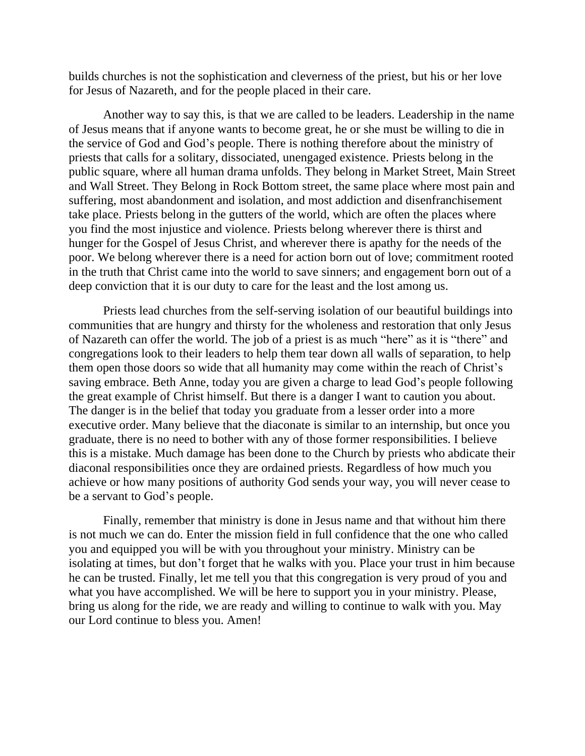builds churches is not the sophistication and cleverness of the priest, but his or her love for Jesus of Nazareth, and for the people placed in their care.

Another way to say this, is that we are called to be leaders. Leadership in the name of Jesus means that if anyone wants to become great, he or she must be willing to die in the service of God and God's people. There is nothing therefore about the ministry of priests that calls for a solitary, dissociated, unengaged existence. Priests belong in the public square, where all human drama unfolds. They belong in Market Street, Main Street and Wall Street. They Belong in Rock Bottom street, the same place where most pain and suffering, most abandonment and isolation, and most addiction and disenfranchisement take place. Priests belong in the gutters of the world, which are often the places where you find the most injustice and violence. Priests belong wherever there is thirst and hunger for the Gospel of Jesus Christ, and wherever there is apathy for the needs of the poor. We belong wherever there is a need for action born out of love; commitment rooted in the truth that Christ came into the world to save sinners; and engagement born out of a deep conviction that it is our duty to care for the least and the lost among us.

Priests lead churches from the self-serving isolation of our beautiful buildings into communities that are hungry and thirsty for the wholeness and restoration that only Jesus of Nazareth can offer the world. The job of a priest is as much "here" as it is "there" and congregations look to their leaders to help them tear down all walls of separation, to help them open those doors so wide that all humanity may come within the reach of Christ's saving embrace. Beth Anne, today you are given a charge to lead God's people following the great example of Christ himself. But there is a danger I want to caution you about. The danger is in the belief that today you graduate from a lesser order into a more executive order. Many believe that the diaconate is similar to an internship, but once you graduate, there is no need to bother with any of those former responsibilities. I believe this is a mistake. Much damage has been done to the Church by priests who abdicate their diaconal responsibilities once they are ordained priests. Regardless of how much you achieve or how many positions of authority God sends your way, you will never cease to be a servant to God's people.

Finally, remember that ministry is done in Jesus name and that without him there is not much we can do. Enter the mission field in full confidence that the one who called you and equipped you will be with you throughout your ministry. Ministry can be isolating at times, but don't forget that he walks with you. Place your trust in him because he can be trusted. Finally, let me tell you that this congregation is very proud of you and what you have accomplished. We will be here to support you in your ministry. Please, bring us along for the ride, we are ready and willing to continue to walk with you. May our Lord continue to bless you. Amen!